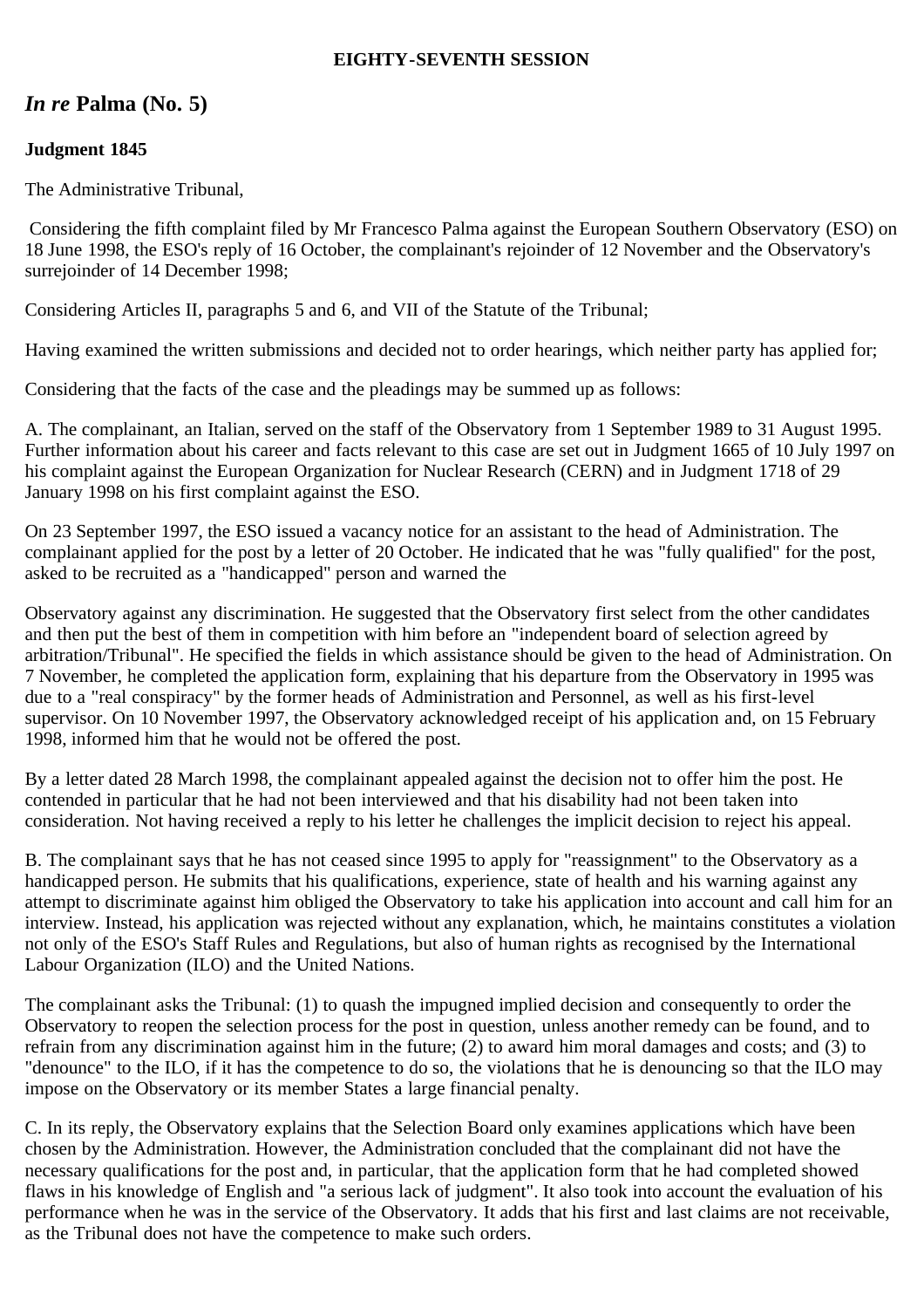**EIGHTY-SEVENTH SESSION**

## *In re* Palma (No. 5)

**Judgment 1845**

The Administrative Tribunal,

Considering the fifth complaint filed by Mr Francesco Palma against the European Southern Observatory (ESO) on 18 June 1998, the ESO's reply of 16 October, the complainant's rejoinder of 12 November and the Observatory's surrejoinder of 14 December 1998;

Considering Articles II, paragraphs 5 and 6, and VII of the Statute of the Tribunal;

Having examined the written submissions and decided not to order hearings, which neither party has applied for;

Considering that the facts of the case and the pleadings may be summed up as follows:

A. The complainant, an Italian, served on the staff of the Observatory from 1 September 1989 to 31 August 1995. Further information about his career and facts relevant to this case are set out in Judgment 1665 of 10 July 1997 on his complaint against the European Organization for Nuclear Research (CERN) and in Judgment 1718 of 29 January 1998 on his first complaint against the ESO.

On 23 September 1997, the ESO issued a vacancy notice for an assistant to the head of Administration. The complainant applied for the post by a letter of 20 October. He indicated that he was "fully qualified" for the post, asked to be recruited as a "handicapped" person and warned the Observatory against any discrimination. He suggested that the Observatory first select from the other candidates and then put the best of them in competition with him before an "independent board of selection agreed by arbitration/Tribunal". He specified the fields in which assistance should be given to the head of Administration. On 7 November, he completed the application form, explaining that his departure from the Observatory in 1995 was due to a "real conspiracy" by the former heads of Administration and Personnel, as well as his first-level supervisor. On 10 November 1997, the Observatory acknowledged receipt of his application and, on 15 February 1998, informed him that he would not be offered the post.

By a letter dated 28 March 1998, the complainant appealed against the decision not to offer him the post. He contended in particular that he had not been interviewed and that his disability had not been taken into consideration. Not having received a reply to his letter he challenges the implicit decision to reject his appeal.

B. The complainant says that he has not ceased since 1995 to apply for "reassignment" to the Observatory as a handicapped person. He submits that his qualifications, experience, state of health and his warning against any attempt to discriminate against him obliged the Observatory to take his application into account and call him for an interview. Instead, his application was rejected without any explanation, which, he maintains constitutes a violation not only of the ESO's Staff Rules and Regulations, but also of human rights as recognised by the International Labour Organization (ILO) and the United Nations.

The complainant asks the Tribunal: (1) to quash the impugned implied decision and consequently to order the Observatory to reopen the selection process for the post in question, unless another remedy can be found, and to refrain from any discrimination against him in the future; (2) to award him moral damages and costs; and (3) to "denounce" to the ILO, if it has the competence to do so, the violations that he is denouncing so that the ILO may impose on the Observatory or its member States a large financial penalty.

C. In its reply, the Observatory explains that the Selection Board only examines applications which have been chosen by the Administration. However, the Administration concluded that the complainant did not have the necessary qualifications for the post and, in particular, that the application form that he had completed showed flaws in his knowledge of English and "a serious lack of judgment". It also took into account the evaluation of his performance when he was in the service of the Observatory. It adds that his first and last claims are not receivable, as the Tribunal does not have the competence to make such orders.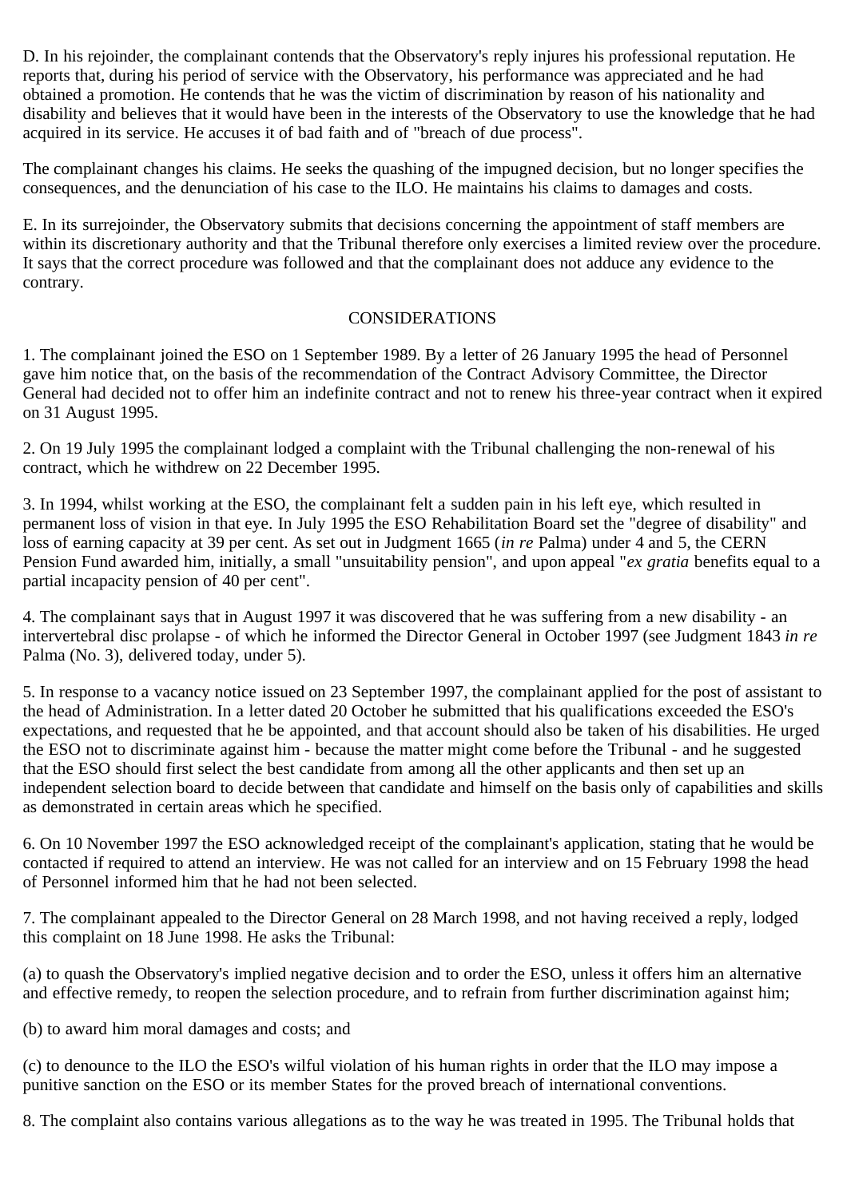D. In his rejoinder, the complainant contends that the Observatory's reply injures his professional reputation. He reports that, during his period of service with the Observatory, his performance was appreciated and he had obtained a promotion. He contends that he was the victim of discrimination by reason of his nationality and disability and believes that it would have been in the interests of the Observatory to use the knowledge that he had acquired in its service. He accuses it of bad faith and of "breach of due process".

The complainant changes his claims. He seeks the quashing of the impugned decision, but no longer specifies the consequences, and the denunciation of his case to the ILO. He maintains his claims to damages and costs.

E. In its surrejoinder, the Observatory submits that decisions concerning the appointment of staff members are within its discretionary authority and that the Tribunal therefore only exercises a limited review over the procedure. It says that the correct procedure was followed and that the complainant does not adduce any evidence to the contrary.

CONSIDERATIONS

1. The complainant joined the ESO on 1 September 1989. By a letter of 26 January 1995 the head of Personnel gave him notice that, on the basis of the recommendation of the Contract Advisory Committee, the Director General had decided not to offer him an indefinite contract and not to renew his three-year contract when it expired on 31 August 1995.

2. On 19 July 1995 the complainant lodged a complaint with the Tribunal challenging the non-renewal of his contract, which he withdrew on 22 December 1995.

3. In 1994, whilst working at the ESO, the complainant felt a sudden pain in his left eye, which resulted in permanent loss of vision in that eye. In July 1995 the ESO Rehabilitation Board set the "degree of disability" and loss of earning capacity at 39 per cent. As set out in Judgment 1665 (*in re* Palma) under 4 and 5, the CERN Pension Fund awarded him, initially, a small "unsuitability pension", and upon appeal "*ex gratia* benefits equal to a partial incapacity pension of 40 per cent".

4. The complainant says that in August 1997 it was discovered that he was suffering from a new disability - an intervertebral disc prolapse - of which he informed the Director General in October 1997 (see Judgment 1843 *in re* Palma (No. 3), delivered today, under 5).

5. In response to a vacancy notice issued on 23 September 1997, the complainant applied for the post of assistant to the head of Administration. In a letter dated 20 October he submitted that his qualifications exceeded the ESO's expectations, and requested that he be appointed, and that account should also be taken of his disabilities. He urged the ESO not to discriminate against him - because the matter might come before the Tribunal - and he suggested that the ESO should first select the best candidate from among all the other applicants and then set up an independent selection board to decide between that candidate and himself on the basis only of capabilities and skills as demonstrated in certain areas which he specified.

6. On 10 November 1997 the ESO acknowledged receipt of the complainant's application, stating that he would be contacted if required to attend an interview. He was not called for an interview and on 15 February 1998 the head of Personnel informed him that he had not been selected.

7. The complainant appealed to the Director General on 28 March 1998, and not having received a reply, lodged this complaint on 18 June 1998. He asks the Tribunal:

(a) to quash the Observatory's implied negative decision and to order the ESO, unless it offers him an alternative and effective remedy, to reopen the selection procedure, and to refrain from further discrimination against him;

(b) to award him moral damages and costs; and

(c) to denounce to the ILO the ESO's wilful violation of his human rights in order that the ILO may impose a punitive sanction on the ESO or its member States for the proved breach of international conventions.

8. The complaint also contains various allegations as to the way he was treated in 1995. The Tribunal holds that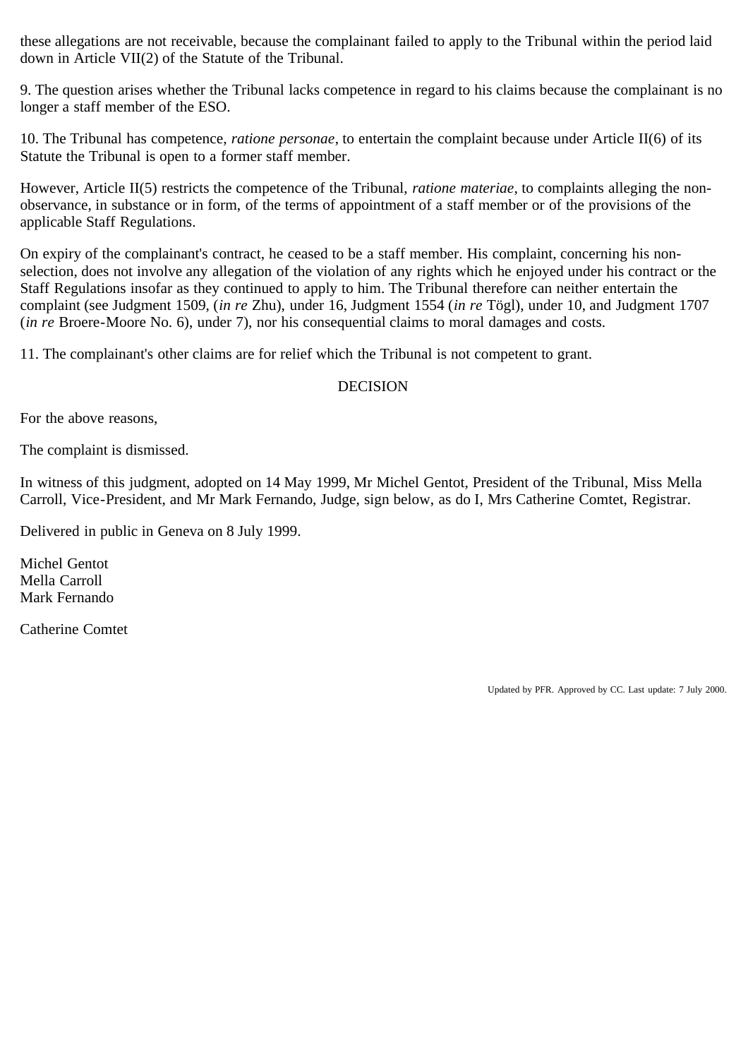these allegations are not receivable, because the complainant failed to apply to the Tribunal within the period laid down in Article VII(2) of the Statute of the Tribunal.

9. The question arises whether the Tribunal lacks competence in regard to his claims because the complainant is no longer a staff member of the ESO.

10. The Tribunal has competence, *ratione personae*, to entertain the complaint because under Article II(6) of its Statute the Tribunal is open to a former staff member.

However, Article II(5) restricts the competence of the Tribunal, *ratione materiae*, to complaints alleging the non-observance, in substance or in form, of the terms of appointment of a staff member or of the provisions of the applicable Staff Regulations.

On expiry of the complainant's contract, he ceased to be a staff member. His complaint, concerning his non-selection, does not involve any allegation of the violation of any rights which he enjoyed under his contract or the Staff Regulations insofar as they continued to apply to him. The Tribunal therefore can neither entertain the complaint (see Judgment 1509, (*in re* Zhu), under 16, Judgment 1554 (*in re* Tögl), under 10, and Judgment 1707 (*in re* Broere-Moore No. 6), under 7), nor his consequential claims to moral damages and costs.

11. The complainant's other claims are for relief which the Tribunal is not competent to grant.

DECISION

For the above reasons,

The complaint is dismissed.

In witness of this judgment, adopted on 14 May 1999, Mr Michel Gentot, President of the Tribunal, Miss Mella Carroll, Vice-President, and Mr Mark Fernando, Judge, sign below, as do I, Mrs Catherine Comtet, Registrar.

Delivered in public in Geneva on 8 July 1999.

Michel Gentot
Mella Carroll
Mark Fernando

Catherine Comtet

Updated by PFR. Approved by CC. Last update: 7 July 2000.